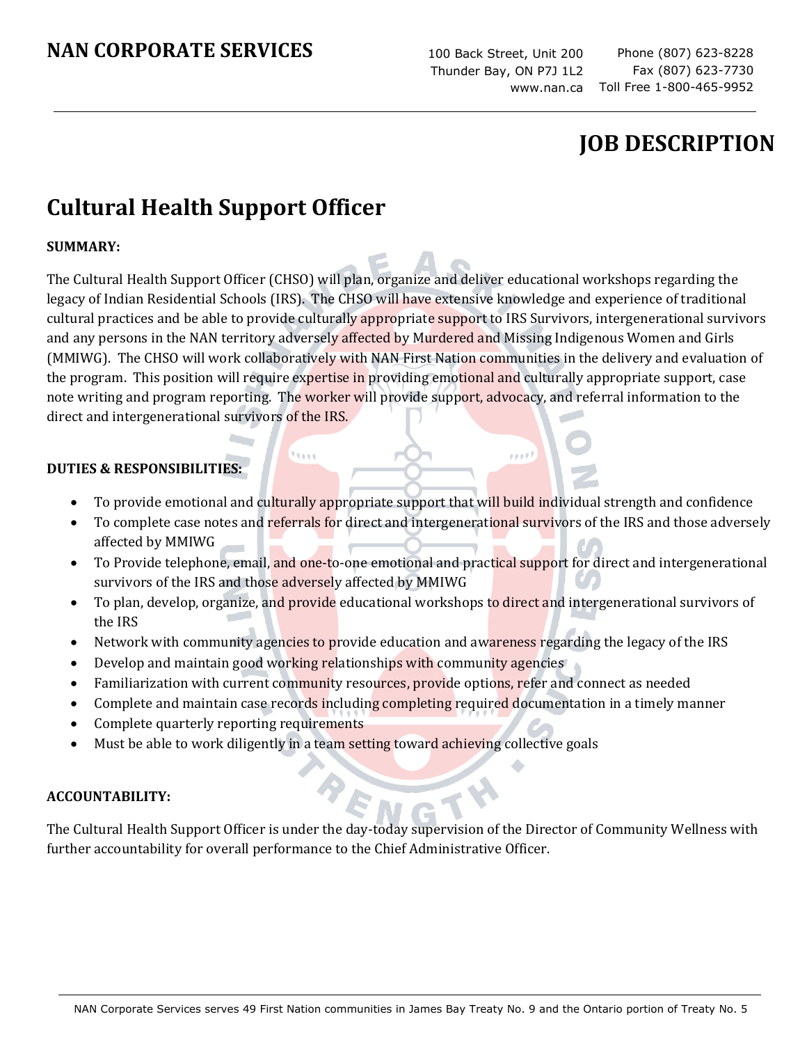# NAN CORPORATE SERVICES

100 Back Street, Unit 200
Thunder Bay, ON P7J 1L2
www.nan.ca

Phone (807) 623-8228
Fax (807) 623-7730
Toll Free 1-800-465-9952

## JOB DESCRIPTION

# Cultural Health Support Officer

**SUMMARY:**

The Cultural Health Support Officer (CHSO) will plan, organize and deliver educational workshops regarding the legacy of Indian Residential Schools (IRS). The CHSO will have extensive knowledge and experience of traditional cultural practices and be able to provide culturally appropriate support to IRS Survivors, intergenerational survivors and any persons in the NAN territory adversely affected by Murdered and Missing Indigenous Women and Girls (MMIWG). The CHSO will work collaboratively with NAN First Nation communities in the delivery and evaluation of the program. This position will require expertise in providing emotional and culturally appropriate support, case note writing and program reporting. The worker will provide support, advocacy, and referral information to the direct and intergenerational survivors of the IRS.

**DUTIES & RESPONSIBILITIES:**

- To provide emotional and culturally appropriate support that will build individual strength and confidence
- To complete case notes and referrals for direct and intergenerational survivors of the IRS and those adversely affected by MMIWG
- To Provide telephone, email, and one-to-one emotional and practical support for direct and intergenerational survivors of the IRS and those adversely affected by MMIWG
- To plan, develop, organize, and provide educational workshops to direct and intergenerational survivors of the IRS
- Network with community agencies to provide education and awareness regarding the legacy of the IRS
- Develop and maintain good working relationships with community agencies
- Familiarization with current community resources, provide options, refer and connect as needed
- Complete and maintain case records including completing required documentation in a timely manner
- Complete quarterly reporting requirements
- Must be able to work diligently in a team setting toward achieving collective goals

**ACCOUNTABILITY:**

The Cultural Health Support Officer is under the day-today supervision of the Director of Community Wellness with further accountability for overall performance to the Chief Administrative Officer.

NAN Corporate Services serves 49 First Nation communities in James Bay Treaty No. 9 and the Ontario portion of Treaty No. 5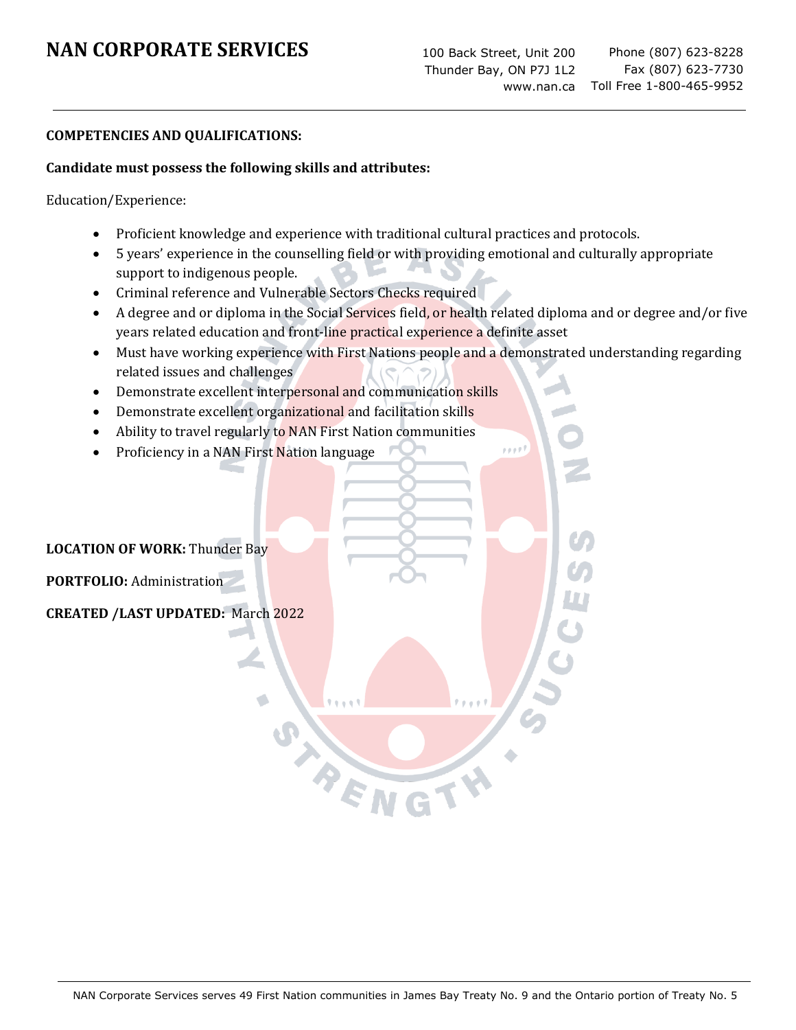**COMPETENCIES AND QUALIFICATIONS:**

**Candidate must possess the following skills and attributes:**

Education/Experience:

- Proficient knowledge and experience with traditional cultural practices and protocols.
- 5 years' experience in the counselling field or with providing emotional and culturally appropriate support to indigenous people.
- Criminal reference and Vulnerable Sectors Checks required
- A degree and or diploma in the Social Services field, or health related diploma and or degree and/or five years related education and front-line practical experience a definite asset
- Must have working experience with First Nations people and a demonstrated understanding regarding related issues and challenges
- Demonstrate excellent interpersonal and communication skills
- Demonstrate excellent organizational and facilitation skills
- Ability to travel regularly to NAN First Nation communities
- Proficiency in a NAN First Nation language

**LOCATION OF WORK:** Thunder Bay

**PORTFOLIO:** Administration

**CREATED /LAST UPDATED:** March 2022